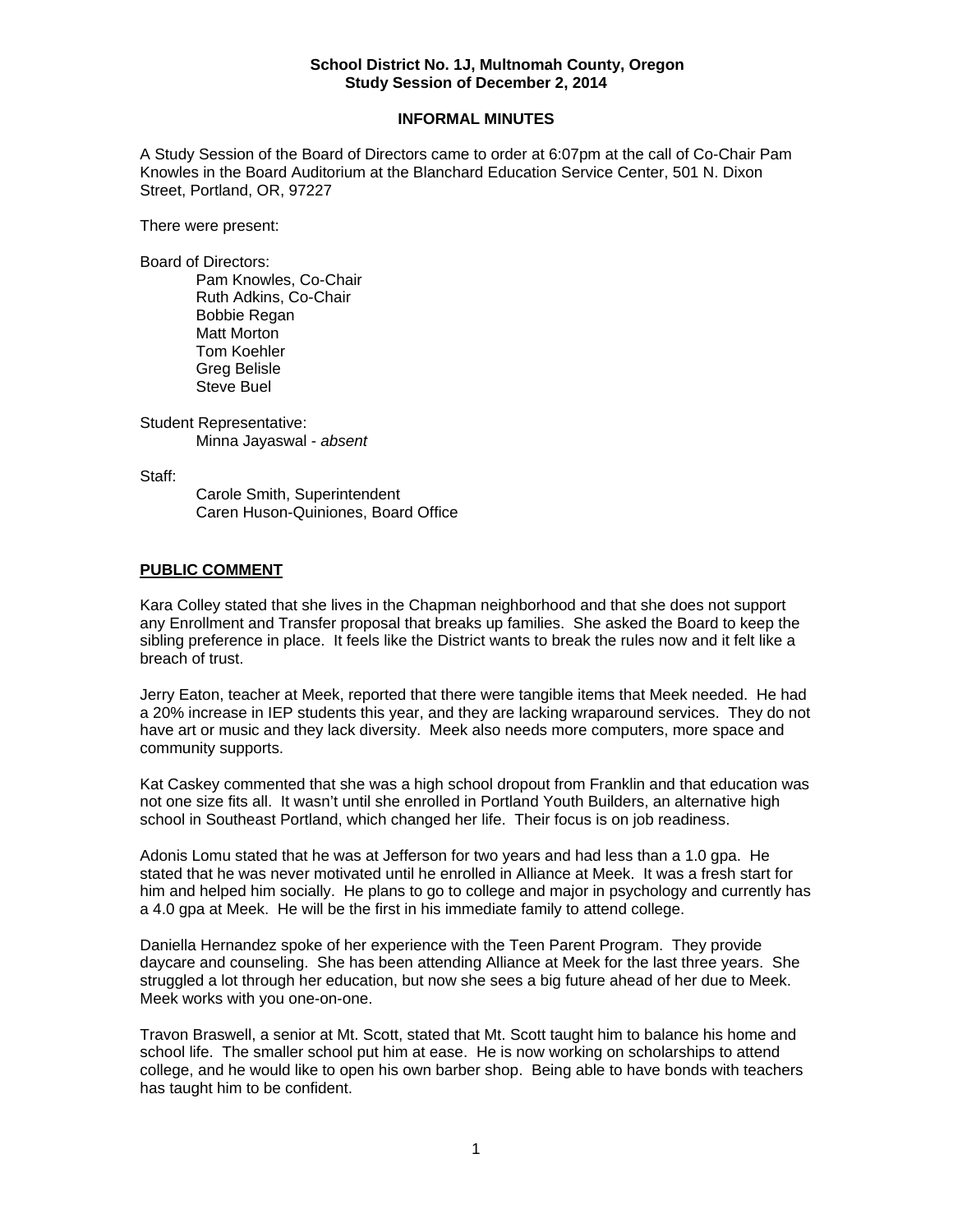**School District No. 1J, Multnomah County, Oregon**
**Study Session of December 2, 2014**

**INFORMAL MINUTES**

A Study Session of the Board of Directors came to order at 6:07pm at the call of Co-Chair Pam Knowles in the Board Auditorium at the Blanchard Education Service Center, 501 N. Dixon Street, Portland, OR, 97227

There were present:

Board of Directors:

- Pam Knowles, Co-Chair
- Ruth Adkins, Co-Chair
- Bobbie Regan
- Matt Morton
- Tom Koehler
- Greg Belisle
- Steve Buel

Student Representative:

- Minna Jayaswal - *absent*

Staff:

- Carole Smith, Superintendent
- Caren Huson-Quiniones, Board Office

## PUBLIC COMMENT

Kara Colley stated that she lives in the Chapman neighborhood and that she does not support any Enrollment and Transfer proposal that breaks up families. She asked the Board to keep the sibling preference in place. It feels like the District wants to break the rules now and it felt like a breach of trust.

Jerry Eaton, teacher at Meek, reported that there were tangible items that Meek needed. He had a 20% increase in IEP students this year, and they are lacking wraparound services. They do not have art or music and they lack diversity. Meek also needs more computers, more space and community supports.

Kat Caskey commented that she was a high school dropout from Franklin and that education was not one size fits all. It wasn't until she enrolled in Portland Youth Builders, an alternative high school in Southeast Portland, which changed her life. Their focus is on job readiness.

Adonis Lomu stated that he was at Jefferson for two years and had less than a 1.0 gpa. He stated that he was never motivated until he enrolled in Alliance at Meek. It was a fresh start for him and helped him socially. He plans to go to college and major in psychology and currently has a 4.0 gpa at Meek. He will be the first in his immediate family to attend college.

Daniella Hernandez spoke of her experience with the Teen Parent Program. They provide daycare and counseling. She has been attending Alliance at Meek for the last three years. She struggled a lot through her education, but now she sees a big future ahead of her due to Meek. Meek works with you one-on-one.

Travon Braswell, a senior at Mt. Scott, stated that Mt. Scott taught him to balance his home and school life. The smaller school put him at ease. He is now working on scholarships to attend college, and he would like to open his own barber shop. Being able to have bonds with teachers has taught him to be confident.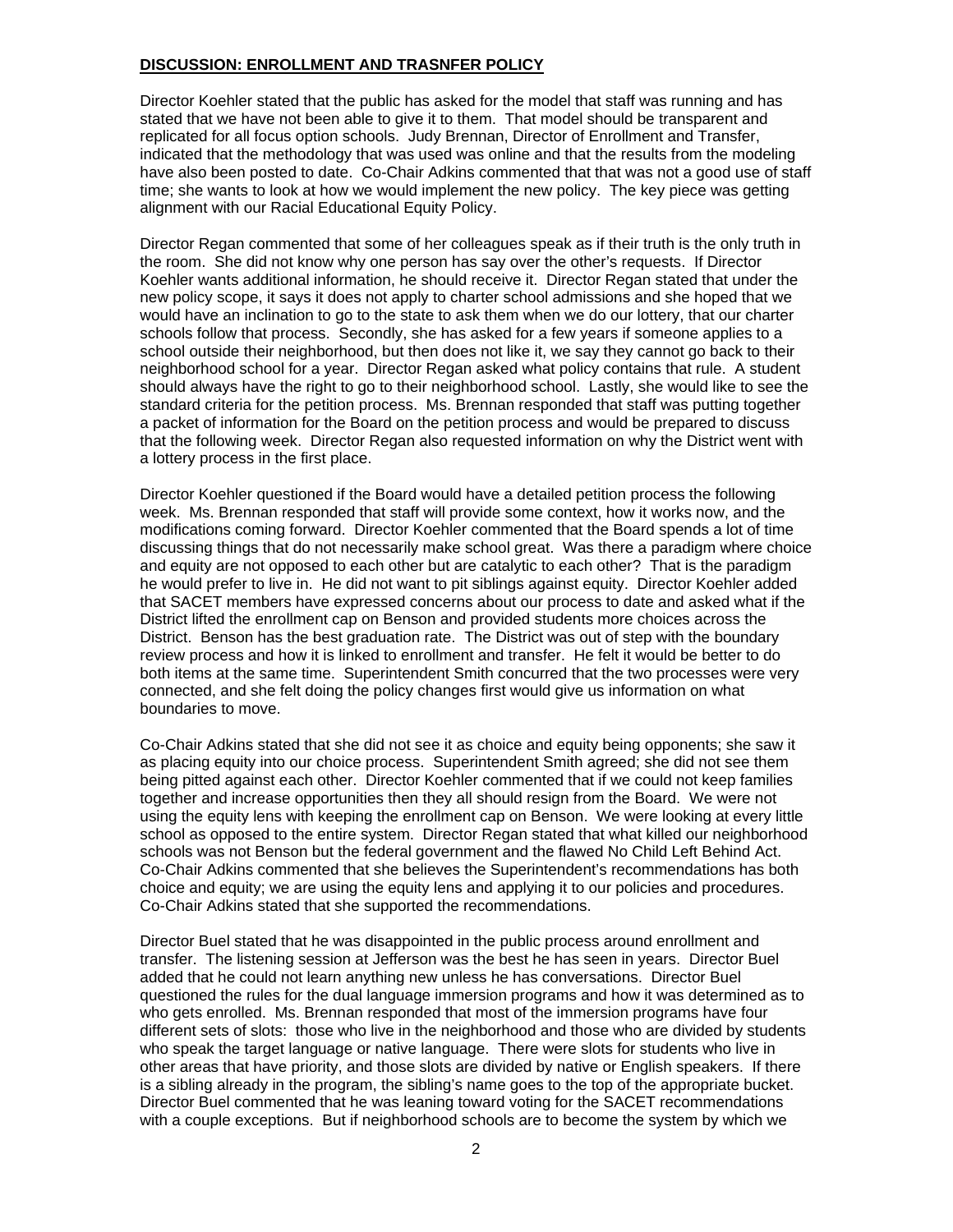## **DISCUSSION: ENROLLMENT AND TRASNFER POLICY**

Director Koehler stated that the public has asked for the model that staff was running and has stated that we have not been able to give it to them. That model should be transparent and replicated for all focus option schools. Judy Brennan, Director of Enrollment and Transfer, indicated that the methodology that was used was online and that the results from the modeling have also been posted to date. Co-Chair Adkins commented that that was not a good use of staff time; she wants to look at how we would implement the new policy. The key piece was getting alignment with our Racial Educational Equity Policy.

Director Regan commented that some of her colleagues speak as if their truth is the only truth in the room. She did not know why one person has say over the other's requests. If Director Koehler wants additional information, he should receive it. Director Regan stated that under the new policy scope, it says it does not apply to charter school admissions and she hoped that we would have an inclination to go to the state to ask them when we do our lottery, that our charter schools follow that process. Secondly, she has asked for a few years if someone applies to a school outside their neighborhood, but then does not like it, we say they cannot go back to their neighborhood school for a year. Director Regan asked what policy contains that rule. A student should always have the right to go to their neighborhood school. Lastly, she would like to see the standard criteria for the petition process. Ms. Brennan responded that staff was putting together a packet of information for the Board on the petition process and would be prepared to discuss that the following week. Director Regan also requested information on why the District went with a lottery process in the first place.

Director Koehler questioned if the Board would have a detailed petition process the following week. Ms. Brennan responded that staff will provide some context, how it works now, and the modifications coming forward. Director Koehler commented that the Board spends a lot of time discussing things that do not necessarily make school great. Was there a paradigm where choice and equity are not opposed to each other but are catalytic to each other? That is the paradigm he would prefer to live in. He did not want to pit siblings against equity. Director Koehler added that SACET members have expressed concerns about our process to date and asked what if the District lifted the enrollment cap on Benson and provided students more choices across the District. Benson has the best graduation rate. The District was out of step with the boundary review process and how it is linked to enrollment and transfer. He felt it would be better to do both items at the same time. Superintendent Smith concurred that the two processes were very connected, and she felt doing the policy changes first would give us information on what boundaries to move.

Co-Chair Adkins stated that she did not see it as choice and equity being opponents; she saw it as placing equity into our choice process. Superintendent Smith agreed; she did not see them being pitted against each other. Director Koehler commented that if we could not keep families together and increase opportunities then they all should resign from the Board. We were not using the equity lens with keeping the enrollment cap on Benson. We were looking at every little school as opposed to the entire system. Director Regan stated that what killed our neighborhood schools was not Benson but the federal government and the flawed No Child Left Behind Act. Co-Chair Adkins commented that she believes the Superintendent's recommendations has both choice and equity; we are using the equity lens and applying it to our policies and procedures. Co-Chair Adkins stated that she supported the recommendations.

Director Buel stated that he was disappointed in the public process around enrollment and transfer. The listening session at Jefferson was the best he has seen in years. Director Buel added that he could not learn anything new unless he has conversations. Director Buel questioned the rules for the dual language immersion programs and how it was determined as to who gets enrolled. Ms. Brennan responded that most of the immersion programs have four different sets of slots: those who live in the neighborhood and those who are divided by students who speak the target language or native language. There were slots for students who live in other areas that have priority, and those slots are divided by native or English speakers. If there is a sibling already in the program, the sibling's name goes to the top of the appropriate bucket. Director Buel commented that he was leaning toward voting for the SACET recommendations with a couple exceptions. But if neighborhood schools are to become the system by which we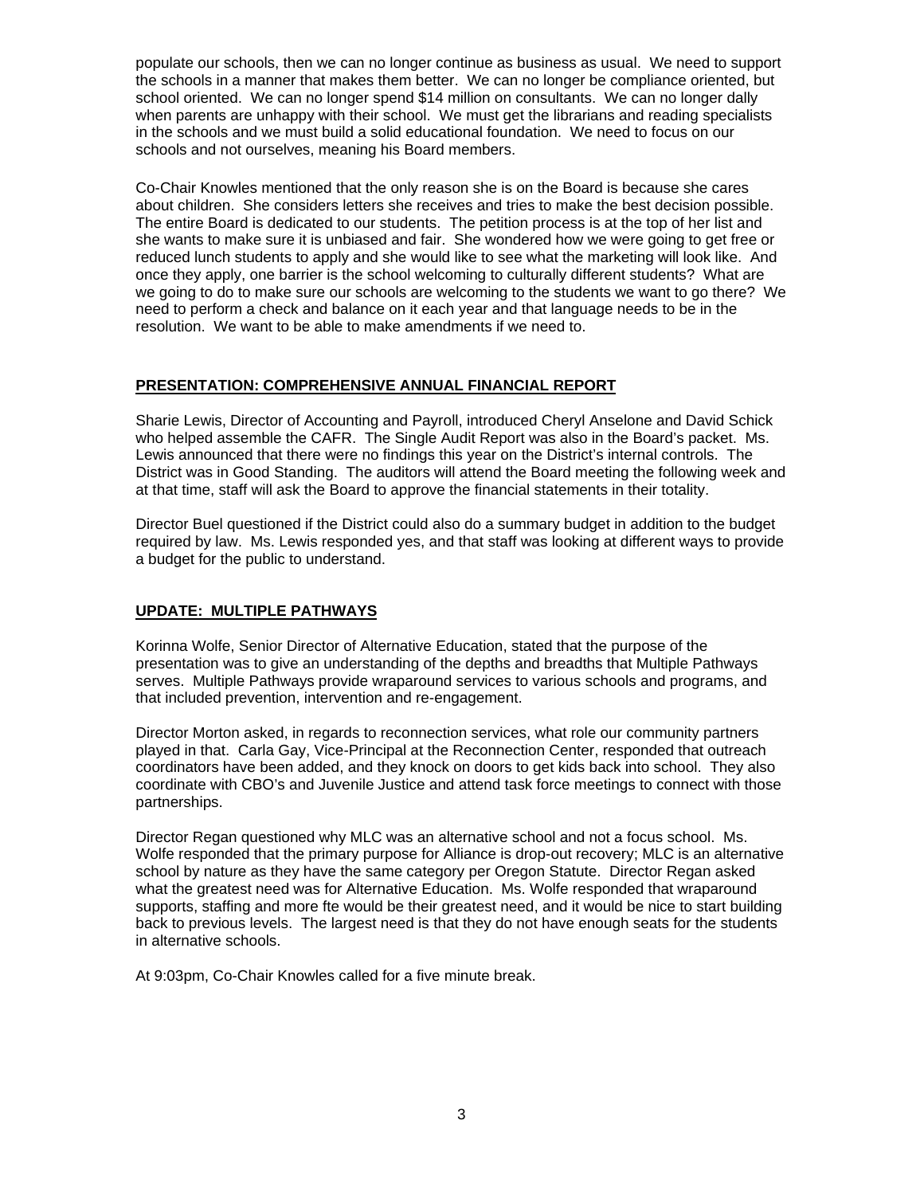populate our schools, then we can no longer continue as business as usual. We need to support the schools in a manner that makes them better. We can no longer be compliance oriented, but school oriented. We can no longer spend $14 million on consultants. We can no longer dally when parents are unhappy with their school. We must get the librarians and reading specialists in the schools and we must build a solid educational foundation. We need to focus on our schools and not ourselves, meaning his Board members.

Co-Chair Knowles mentioned that the only reason she is on the Board is because she cares about children. She considers letters she receives and tries to make the best decision possible. The entire Board is dedicated to our students. The petition process is at the top of her list and she wants to make sure it is unbiased and fair. She wondered how we were going to get free or reduced lunch students to apply and she would like to see what the marketing will look like. And once they apply, one barrier is the school welcoming to culturally different students? What are we going to do to make sure our schools are welcoming to the students we want to go there? We need to perform a check and balance on it each year and that language needs to be in the resolution. We want to be able to make amendments if we need to.

## PRESENTATION: COMPREHENSIVE ANNUAL FINANCIAL REPORT

Sharie Lewis, Director of Accounting and Payroll, introduced Cheryl Anselone and David Schick who helped assemble the CAFR. The Single Audit Report was also in the Board's packet. Ms. Lewis announced that there were no findings this year on the District's internal controls. The District was in Good Standing. The auditors will attend the Board meeting the following week and at that time, staff will ask the Board to approve the financial statements in their totality.

Director Buel questioned if the District could also do a summary budget in addition to the budget required by law. Ms. Lewis responded yes, and that staff was looking at different ways to provide a budget for the public to understand.

## UPDATE: MULTIPLE PATHWAYS

Korinna Wolfe, Senior Director of Alternative Education, stated that the purpose of the presentation was to give an understanding of the depths and breadths that Multiple Pathways serves. Multiple Pathways provide wraparound services to various schools and programs, and that included prevention, intervention and re-engagement.

Director Morton asked, in regards to reconnection services, what role our community partners played in that. Carla Gay, Vice-Principal at the Reconnection Center, responded that outreach coordinators have been added, and they knock on doors to get kids back into school. They also coordinate with CBO's and Juvenile Justice and attend task force meetings to connect with those partnerships.

Director Regan questioned why MLC was an alternative school and not a focus school. Ms. Wolfe responded that the primary purpose for Alliance is drop-out recovery; MLC is an alternative school by nature as they have the same category per Oregon Statute. Director Regan asked what the greatest need was for Alternative Education. Ms. Wolfe responded that wraparound supports, staffing and more fte would be their greatest need, and it would be nice to start building back to previous levels. The largest need is that they do not have enough seats for the students in alternative schools.

At 9:03pm, Co-Chair Knowles called for a five minute break.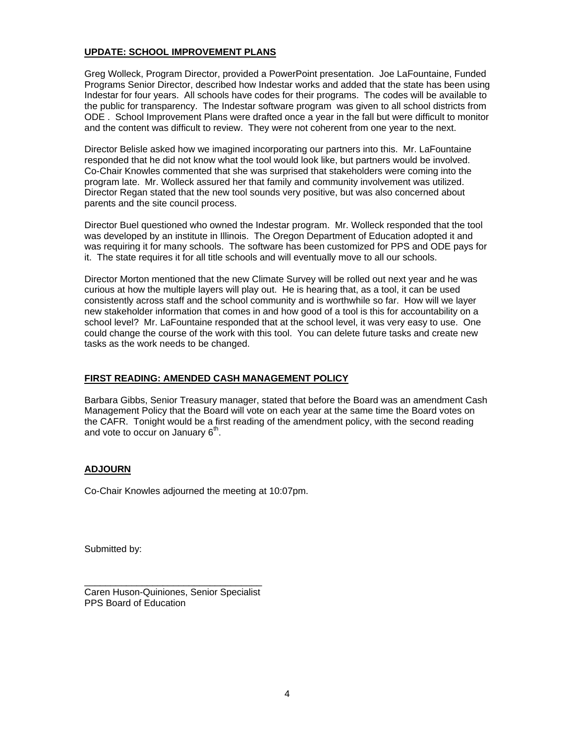**UPDATE: SCHOOL IMPROVEMENT PLANS**

Greg Wolleck, Program Director, provided a PowerPoint presentation. Joe LaFountaine, Funded Programs Senior Director, described how Indestar works and added that the state has been using Indestar for four years. All schools have codes for their programs. The codes will be available to the public for transparency. The Indestar software program was given to all school districts from ODE . School Improvement Plans were drafted once a year in the fall but were difficult to monitor and the content was difficult to review. They were not coherent from one year to the next.

Director Belisle asked how we imagined incorporating our partners into this. Mr. LaFountaine responded that he did not know what the tool would look like, but partners would be involved. Co-Chair Knowles commented that she was surprised that stakeholders were coming into the program late. Mr. Wolleck assured her that family and community involvement was utilized. Director Regan stated that the new tool sounds very positive, but was also concerned about parents and the site council process.

Director Buel questioned who owned the Indestar program. Mr. Wolleck responded that the tool was developed by an institute in Illinois. The Oregon Department of Education adopted it and was requiring it for many schools. The software has been customized for PPS and ODE pays for it. The state requires it for all title schools and will eventually move to all our schools.

Director Morton mentioned that the new Climate Survey will be rolled out next year and he was curious at how the multiple layers will play out. He is hearing that, as a tool, it can be used consistently across staff and the school community and is worthwhile so far. How will we layer new stakeholder information that comes in and how good of a tool is this for accountability on a school level? Mr. LaFountaine responded that at the school level, it was very easy to use. One could change the course of the work with this tool. You can delete future tasks and create new tasks as the work needs to be changed.

**FIRST READING: AMENDED CASH MANAGEMENT POLICY**

Barbara Gibbs, Senior Treasury manager, stated that before the Board was an amendment Cash Management Policy that the Board will vote on each year at the same time the Board votes on the CAFR. Tonight would be a first reading of the amendment policy, with the second reading and vote to occur on January 6th.

**ADJOURN**

Co-Chair Knowles adjourned the meeting at 10:07pm.

Submitted by:

\_\_\_\_\_\_\_\_\_\_\_\_\_\_\_\_\_\_\_\_\_\_\_\_\_\_\_\_\_\_\_\_\_\_
Caren Huson-Quiniones, Senior Specialist
PPS Board of Education